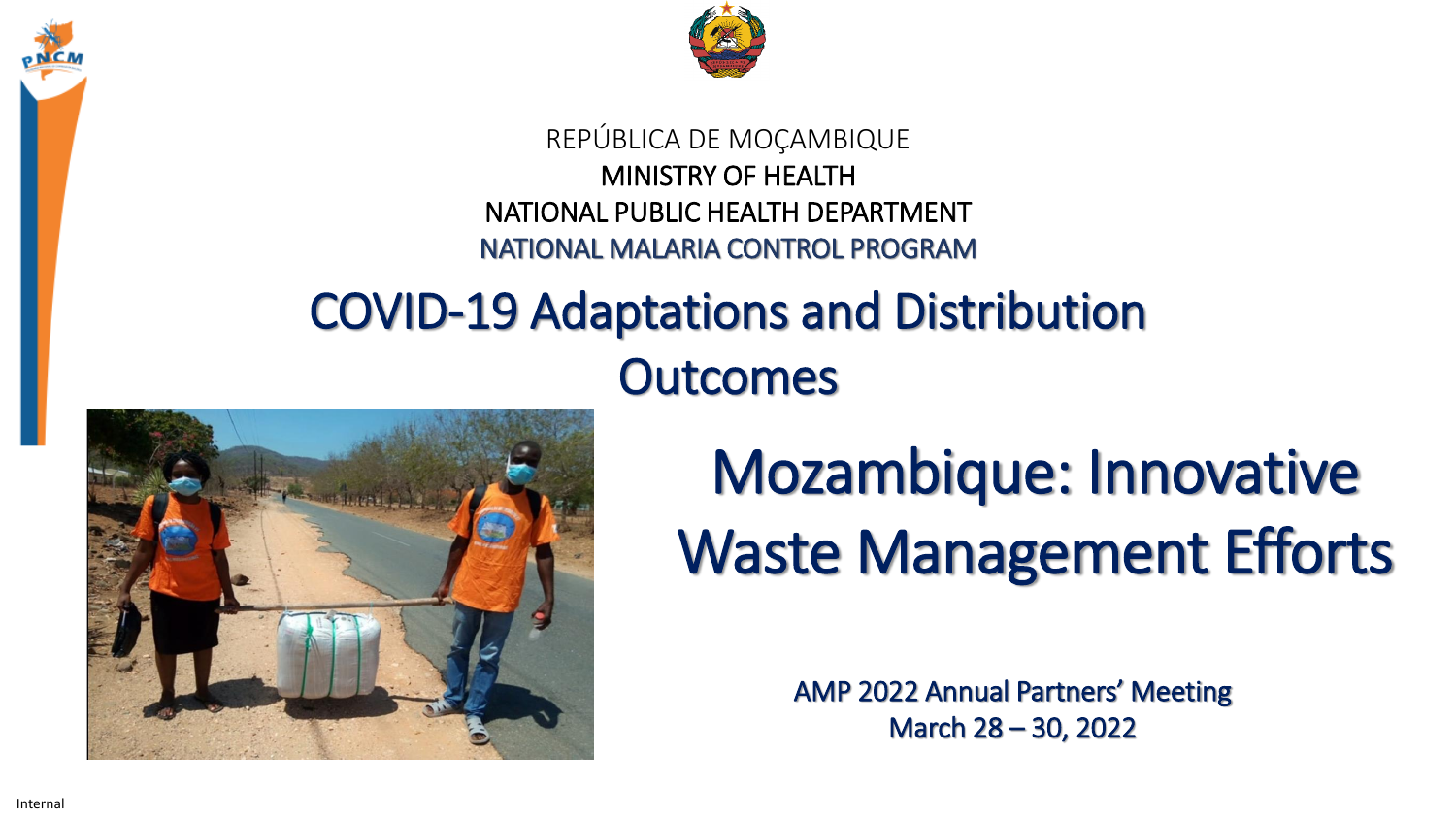REPÚBLICA DE MOÇAMBIQUE

MINISTRY OF HEALTH

NATIONAL PUBLIC HEALTH DEPARTMENT

NATIONAL MALARIA CONTROL PROGRAM

# COVID-19 Adaptations and Distribution Outcomes

# Mozambique: Innovative Waste Management Efforts

AMP 2022 Annual Partners' Meeting

March 28 – 30, 2022

Internal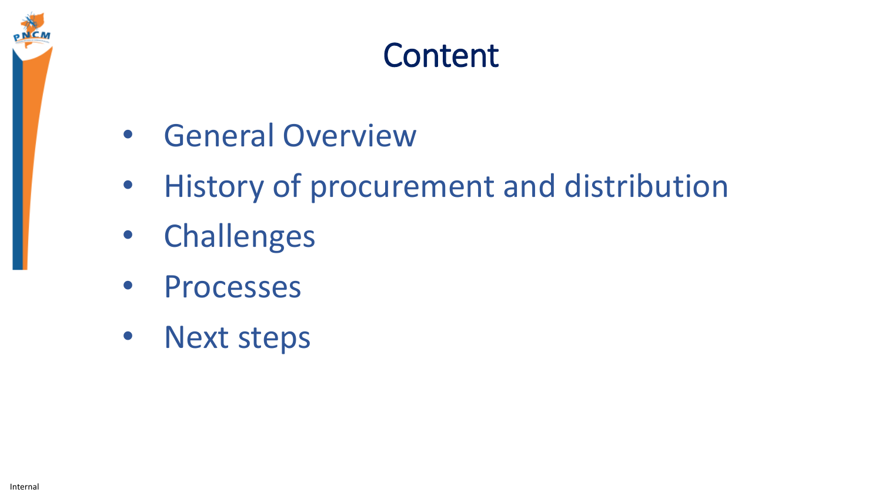# Content

- General Overview
- History of procurement and distribution
- Challenges
- Processes
- Next steps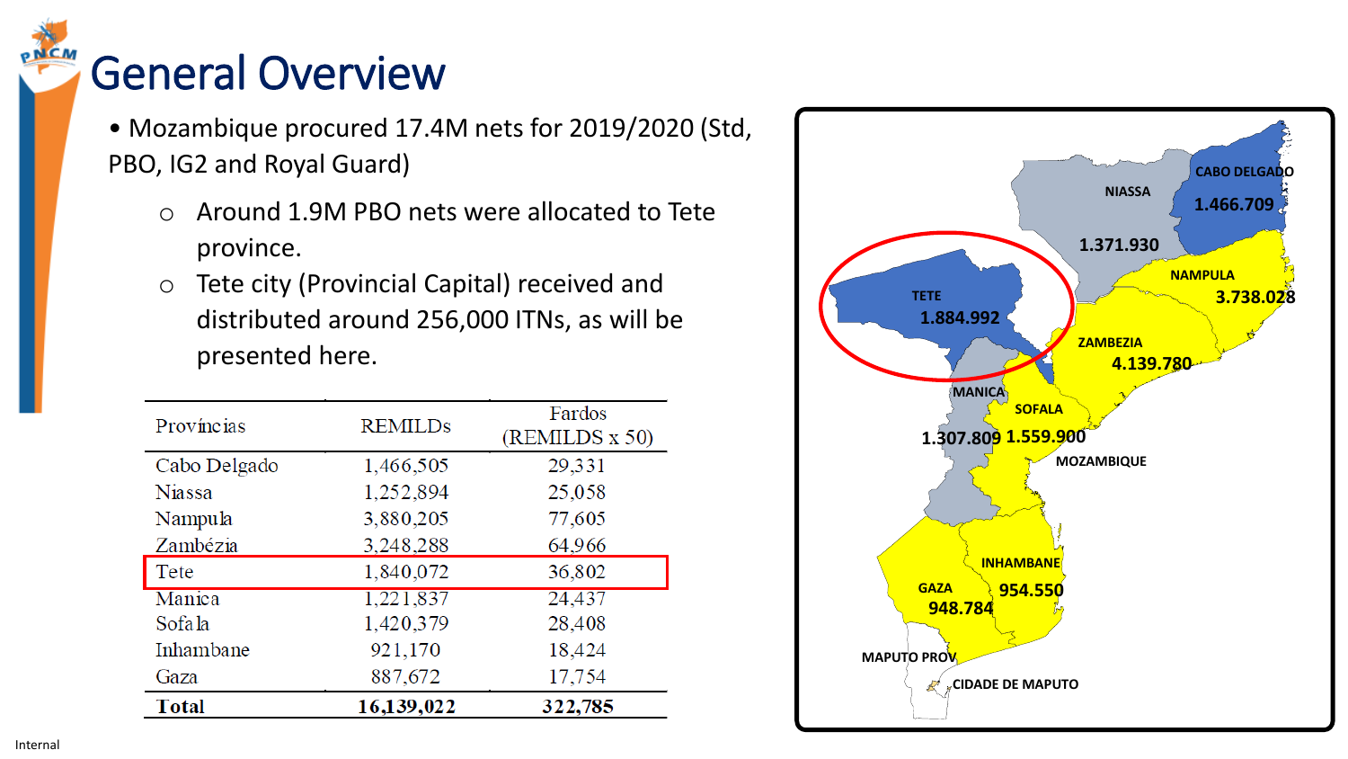# General Overview

- Mozambique procured 17.4M nets for 2019/2020 (Std, PBO, IG2 and Royal Guard)
  - Around 1.9M PBO nets were allocated to Tete province.
  - Tete city (Provincial Capital) received and distributed around 256,000 ITNs, as will be presented here.

| Províncias | REMILDs | Fardos (REMILDS x 50) |
|---|---|---|
| Cabo Delgado | 1,466,505 | 29,331 |
| Niassa | 1,252,894 | 25,058 |
| Nampula | 3,880,205 | 77,605 |
| Zambézia | 3,248,288 | 64,966 |
| Tete | 1,840,072 | 36,802 |
| Manica | 1,221,837 | 24,437 |
| Sofala | 1,420,379 | 28,408 |
| Inhambane | 921,170 | 18,424 |
| Gaza | 887,672 | 17,754 |
| **Total** | **16,139,022** | **322,785** |

MOZAMBIQUE

| Province | Nets |
|---|---|
| CABO DELGADO | 1.466.709 |
| NIASSA | 1.371.930 |
| NAMPULA | 3.738.028 |
| TETE | 1.884.992 |
| ZAMBEZIA | 4.139.780 |
| MANICA | 1.307.809 |
| SOFALA | 1.559.900 |
| INHAMBANE | 954.550 |
| GAZA | 948.784 |
| MAPUTO PROV | |
| CIDADE DE MAPUTO | |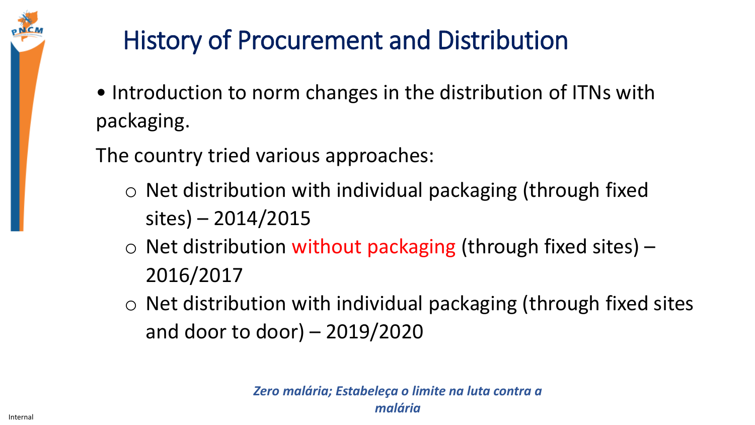# History of Procurement and Distribution

- Introduction to norm changes in the distribution of ITNs with packaging.

The country tried various approaches:

- Net distribution with individual packaging (through fixed sites) – 2014/2015
- Net distribution without packaging (through fixed sites) – 2016/2017
- Net distribution with individual packaging (through fixed sites and door to door) – 2019/2020

***Zero malária; Estabeleça o limite na luta contra a malária***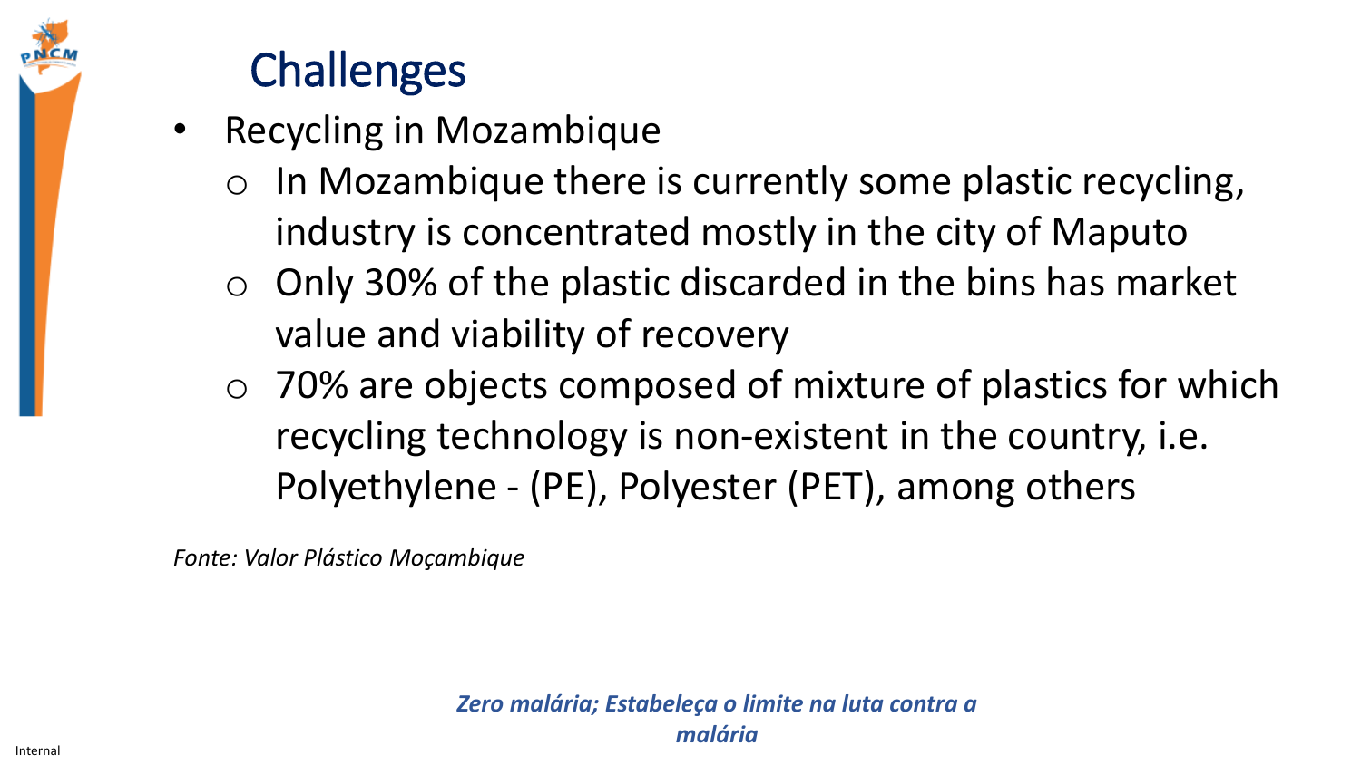# Challenges

- Recycling in Mozambique
  - In Mozambique there is currently some plastic recycling, industry is concentrated mostly in the city of Maputo
  - Only 30% of the plastic discarded in the bins has market value and viability of recovery
  - 70% are objects composed of mixture of plastics for which recycling technology is non-existent in the country, i.e. Polyethylene - (PE), Polyester (PET), among others

*Fonte: Valor Plástico Moçambique*

***Zero malária; Estabeleça o limite na luta contra a malária***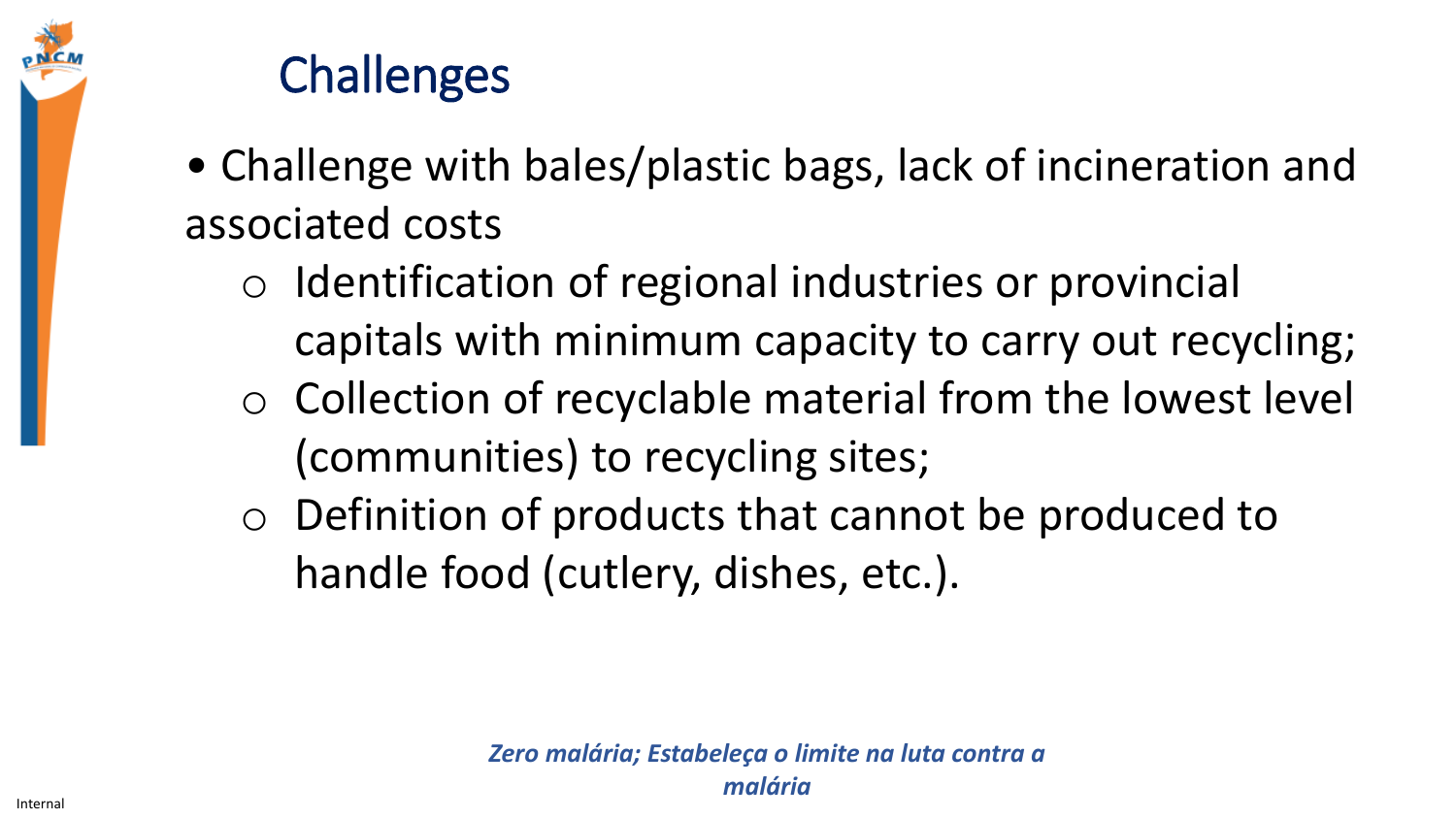# Challenges

- Challenge with bales/plastic bags, lack of incineration and associated costs
  - Identification of regional industries or provincial capitals with minimum capacity to carry out recycling;
  - Collection of recyclable material from the lowest level (communities) to recycling sites;
  - Definition of products that cannot be produced to handle food (cutlery, dishes, etc.).

*Zero malária; Estabeleça o limite na luta contra a malária*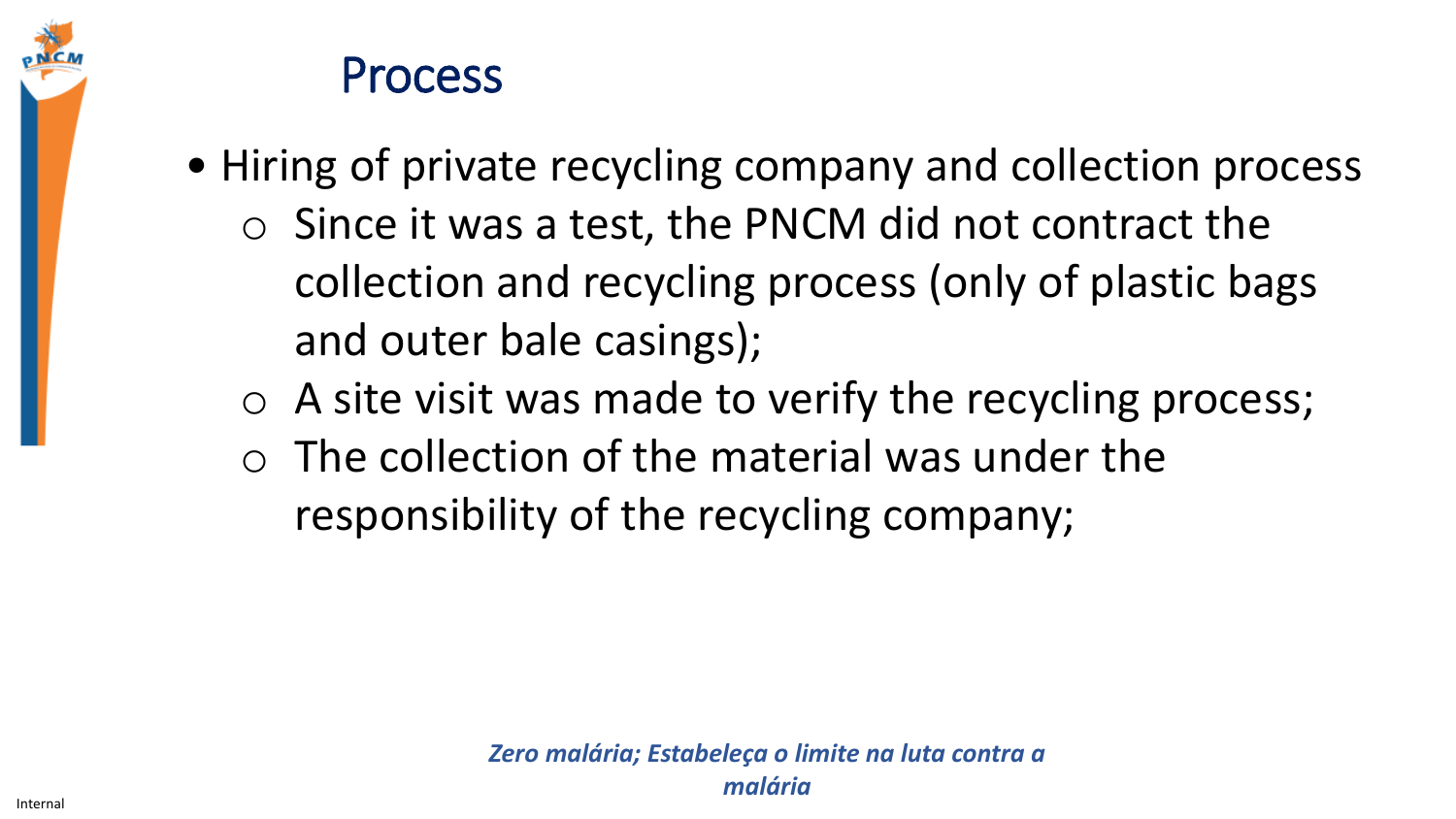# Process

- Hiring of private recycling company and collection process
  - Since it was a test, the PNCM did not contract the collection and recycling process (only of plastic bags and outer bale casings);
  - A site visit was made to verify the recycling process;
  - The collection of the material was under the responsibility of the recycling company;

*Zero malária; Estabeleça o limite na luta contra a malária*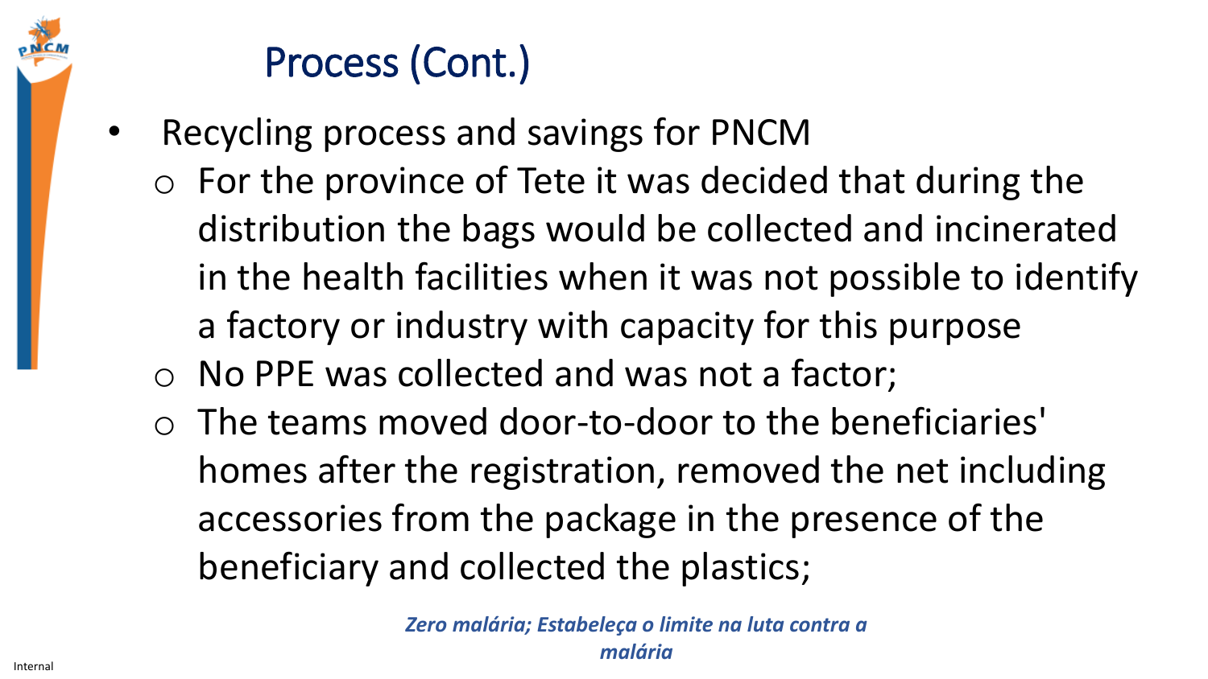# Process (Cont.)

- Recycling process and savings for PNCM
  - For the province of Tete it was decided that during the distribution the bags would be collected and incinerated in the health facilities when it was not possible to identify a factory or industry with capacity for this purpose
  - No PPE was collected and was not a factor;
  - The teams moved door-to-door to the beneficiaries' homes after the registration, removed the net including accessories from the package in the presence of the beneficiary and collected the plastics;

***Zero malária; Estabeleça o limite na luta contra a malária***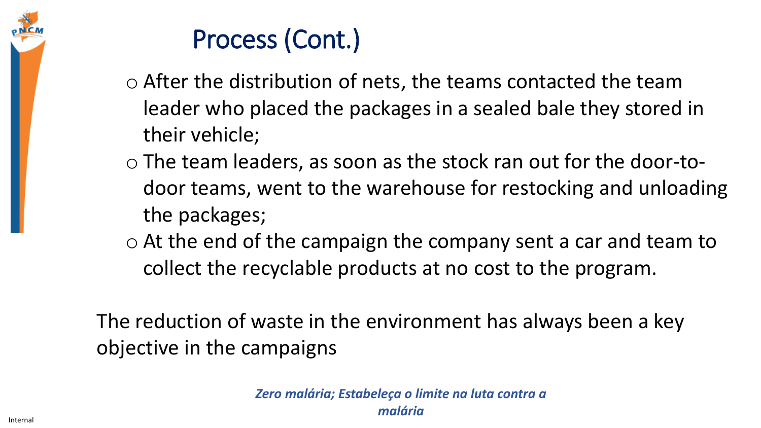# Process (Cont.)

- After the distribution of nets, the teams contacted the team leader who placed the packages in a sealed bale they stored in their vehicle;
- The team leaders, as soon as the stock ran out for the door-to-door teams, went to the warehouse for restocking and unloading the packages;
- At the end of the campaign the company sent a car and team to collect the recyclable products at no cost to the program.

The reduction of waste in the environment has always been a key objective in the campaigns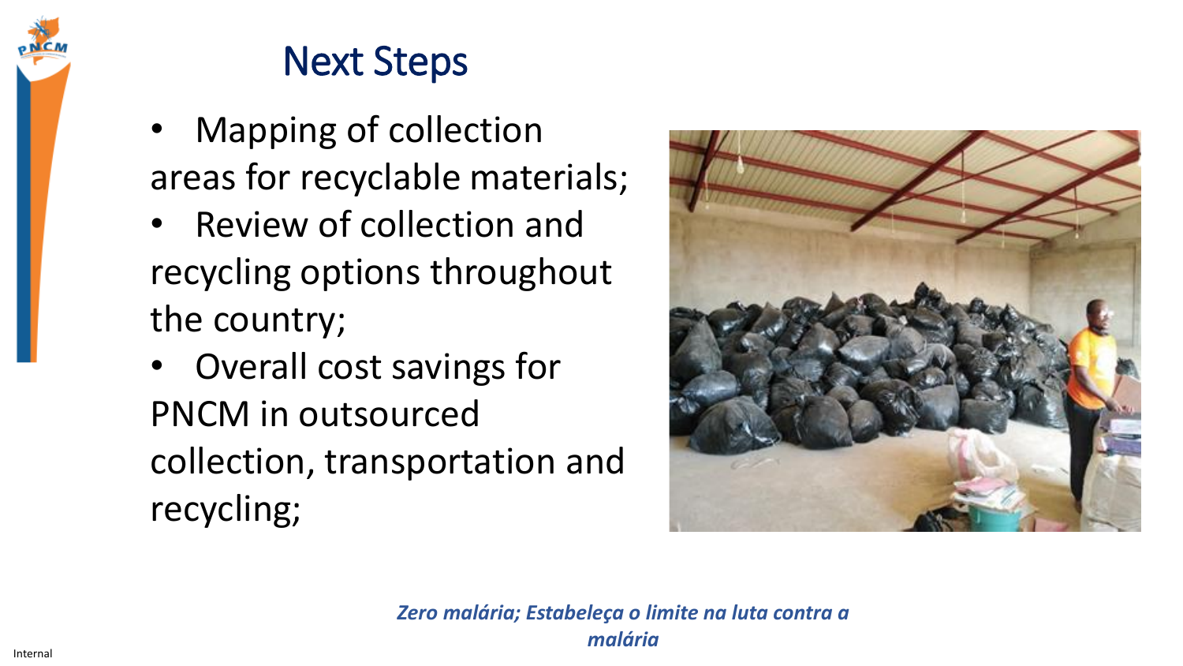# Next Steps

- Mapping of collection areas for recyclable materials;
- Review of collection and recycling options throughout the country;
- Overall cost savings for PNCM in outsourced collection, transportation and recycling;

*Zero malária; Estabeleça o limite na luta contra a malária*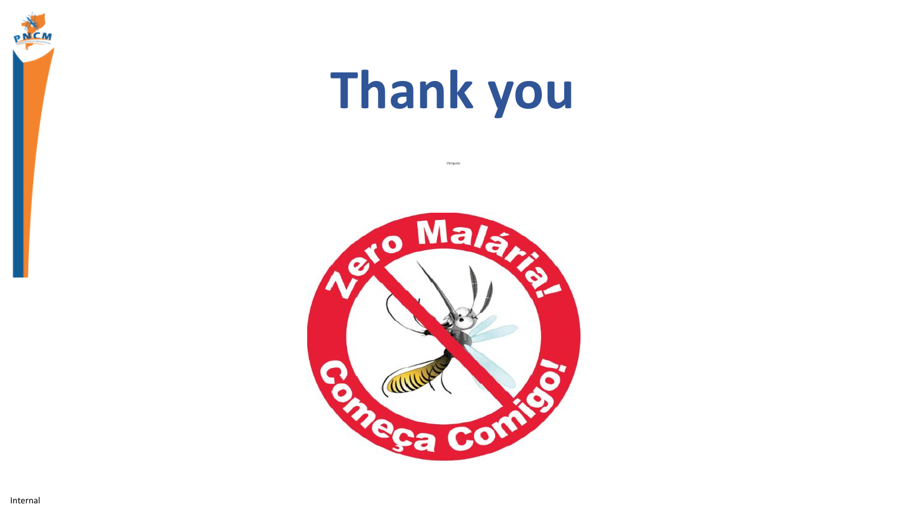# Thank you

Obrigado

Zero Malária!

Começa Comigo!